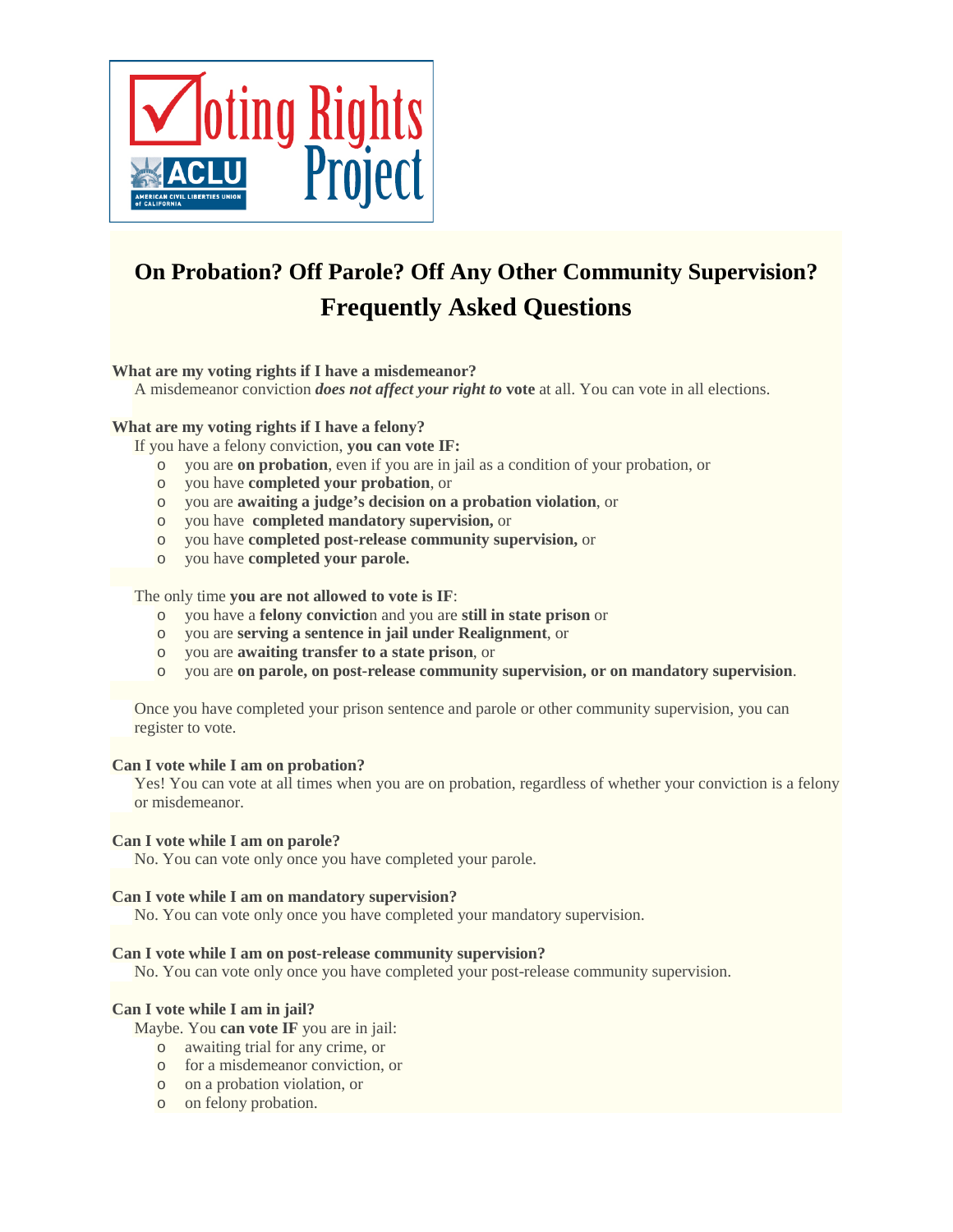# On Probation? Off Parole? Off Any Other Community Supervision? Frequently Asked Questions

**What are my voting rights if I have a misdemeanor?**

A misdemeanor conviction ***does not affect your right to*** **vote** at all. You can vote in all elections.

**What are my voting rights if I have a felony?**

If you have a felony conviction, **you can vote IF:**

- you are **on probation**, even if you are in jail as a condition of your probation, or
- you have **completed your probation**, or
- you are **awaiting a judge's decision on a probation violation**, or
- you have **completed mandatory supervision,** or
- you have **completed post-release community supervision,** or
- you have **completed your parole.**

The only time **you are not allowed to vote is IF**:

- you have a **felony conviction** and you are **still in state prison** or
- you are **serving a sentence in jail under Realignment**, or
- you are **awaiting transfer to a state prison**, or
- you are **on parole, on post-release community supervision, or on mandatory supervision**.

Once you have completed your prison sentence and parole or other community supervision, you can register to vote.

**Can I vote while I am on probation?**

Yes! You can vote at all times when you are on probation, regardless of whether your conviction is a felony or misdemeanor.

**Can I vote while I am on parole?**

No. You can vote only once you have completed your parole.

**Can I vote while I am on mandatory supervision?**

No. You can vote only once you have completed your mandatory supervision.

**Can I vote while I am on post-release community supervision?**

No. You can vote only once you have completed your post-release community supervision.

**Can I vote while I am in jail?**

Maybe. You **can vote IF** you are in jail:

- awaiting trial for any crime, or
- for a misdemeanor conviction, or
- on a probation violation, or
- on felony probation.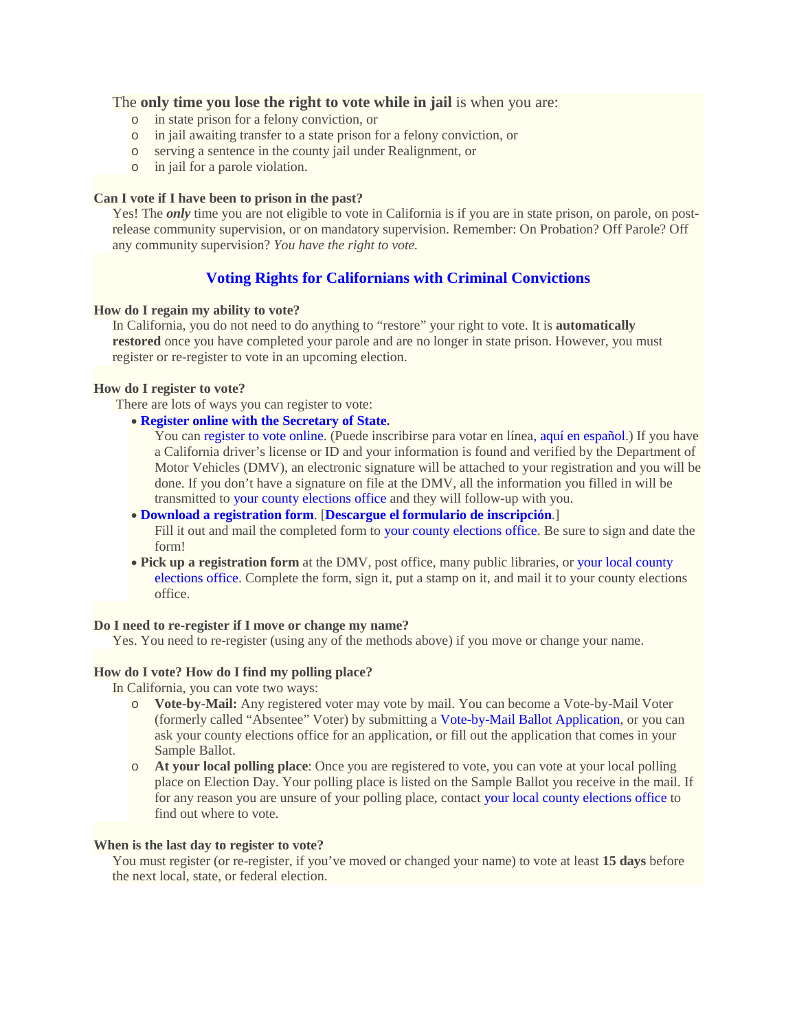The **only time you lose the right to vote while in jail** is when you are:

- in state prison for a felony conviction, or
- in jail awaiting transfer to a state prison for a felony conviction, or
- serving a sentence in the county jail under Realignment, or
- in jail for a parole violation.

**Can I vote if I have been to prison in the past?**

Yes! The ***only*** time you are not eligible to vote in California is if you are in state prison, on parole, on post-release community supervision, or on mandatory supervision. Remember: On Probation? Off Parole? Off any community supervision? *You have the right to vote.*

## Voting Rights for Californians with Criminal Convictions

**How do I regain my ability to vote?**

In California, you do not need to do anything to "restore" your right to vote. It is **automatically restored** once you have completed your parole and are no longer in state prison. However, you must register or re-register to vote in an upcoming election.

**How do I register to vote?**

There are lots of ways you can register to vote:

- **Register online with the Secretary of State.**
  You can register to vote online. (Puede inscribirse para votar en línea, aquí en español.) If you have a California driver's license or ID and your information is found and verified by the Department of Motor Vehicles (DMV), an electronic signature will be attached to your registration and you will be done. If you don't have a signature on file at the DMV, all the information you filled in will be transmitted to your county elections office and they will follow-up with you.
- **Download a registration form**. [**Descargue el formulario de inscripción**.]
  Fill it out and mail the completed form to your county elections office. Be sure to sign and date the form!
- **Pick up a registration form** at the DMV, post office, many public libraries, or your local county elections office. Complete the form, sign it, put a stamp on it, and mail it to your county elections office.

**Do I need to re-register if I move or change my name?**

Yes. You need to re-register (using any of the methods above) if you move or change your name.

**How do I vote? How do I find my polling place?**

In California, you can vote two ways:

- **Vote-by-Mail:** Any registered voter may vote by mail. You can become a Vote-by-Mail Voter (formerly called "Absentee" Voter) by submitting a Vote-by-Mail Ballot Application, or you can ask your county elections office for an application, or fill out the application that comes in your Sample Ballot.
- **At your local polling place**: Once you are registered to vote, you can vote at your local polling place on Election Day. Your polling place is listed on the Sample Ballot you receive in the mail. If for any reason you are unsure of your polling place, contact your local county elections office to find out where to vote.

**When is the last day to register to vote?**

You must register (or re-register, if you've moved or changed your name) to vote at least **15 days** before the next local, state, or federal election.